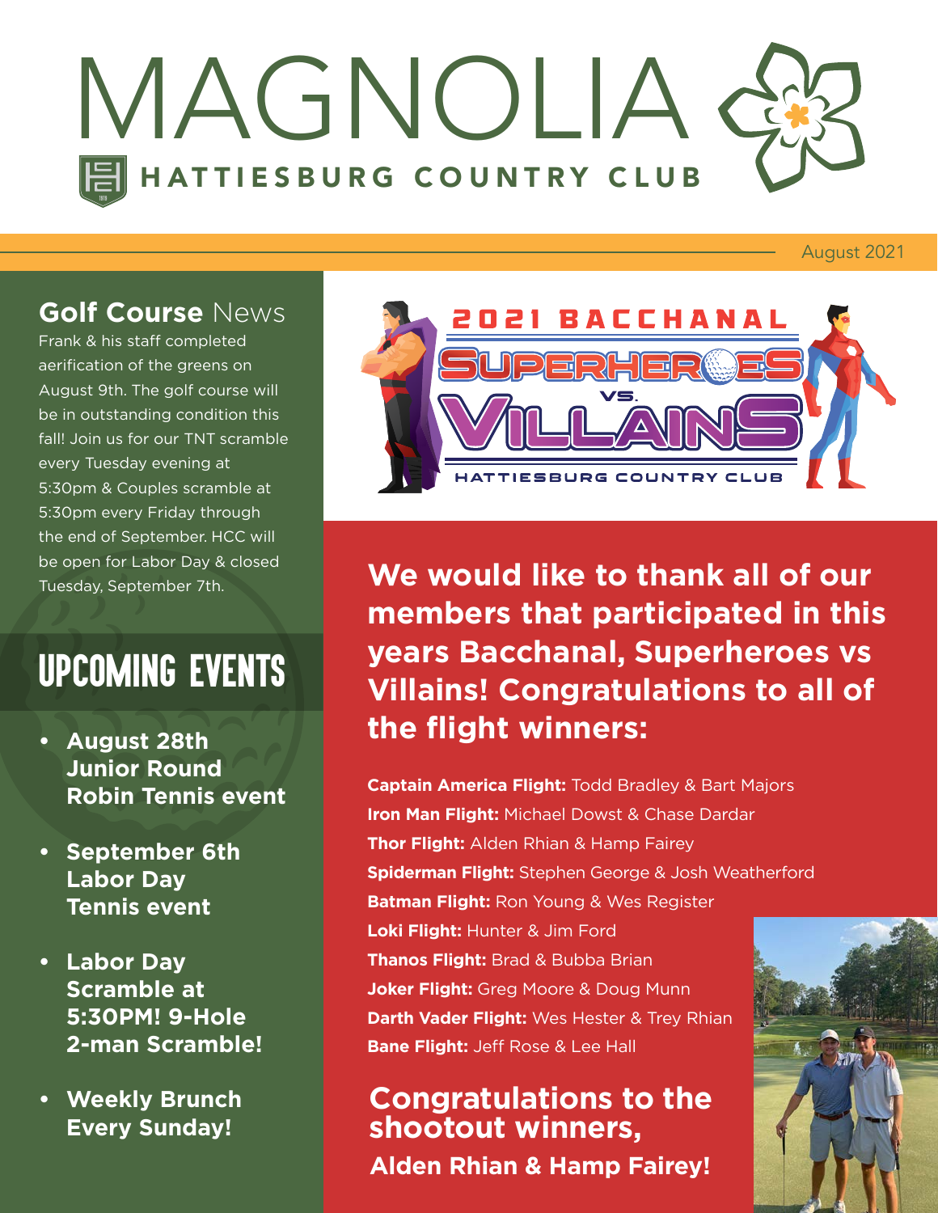# MAGNOLIA

HATTIESBURG COUNTRY CLUB

August 2021

## Golf Course News

Frank & his staff completed aerification of the greens on August 9th. The golf course will be in outstanding condition this fall! Join us for our TNT scramble every Tuesday evening at 5:30pm & Couples scramble at 5:30pm every Friday through the end of September. HCC will be open for Labor Day & closed Tuesday, September 7th.

## UPCOMING EVENTS

- **August 28th Junior Round Robin Tennis event**
- **September 6th Labor Day Tennis event**
- **Labor Day Scramble at 5:30PM! 9-Hole 2-man Scramble!**
- **Weekly Brunch Every Sunday!**

## 2021 BACCHANAL SUPERHEROES VS. VILLAINS

HATTIESBURG COUNTRY CLUB

### We would like to thank all of our members that participated in this years Bacchanal, Superheroes vs Villains! Congratulations to all of the flight winners:

**Captain America Flight:** Todd Bradley & Bart Majors
**Iron Man Flight:** Michael Dowst & Chase Dardar
**Thor Flight:** Alden Rhian & Hamp Fairey
**Spiderman Flight:** Stephen George & Josh Weatherford
**Batman Flight:** Ron Young & Wes Register
**Loki Flight:** Hunter & Jim Ford
**Thanos Flight:** Brad & Bubba Brian
**Joker Flight:** Greg Moore & Doug Munn
**Darth Vader Flight:** Wes Hester & Trey Rhian
**Bane Flight:** Jeff Rose & Lee Hall

### Congratulations to the shootout winners,

**Alden Rhian & Hamp Fairey!**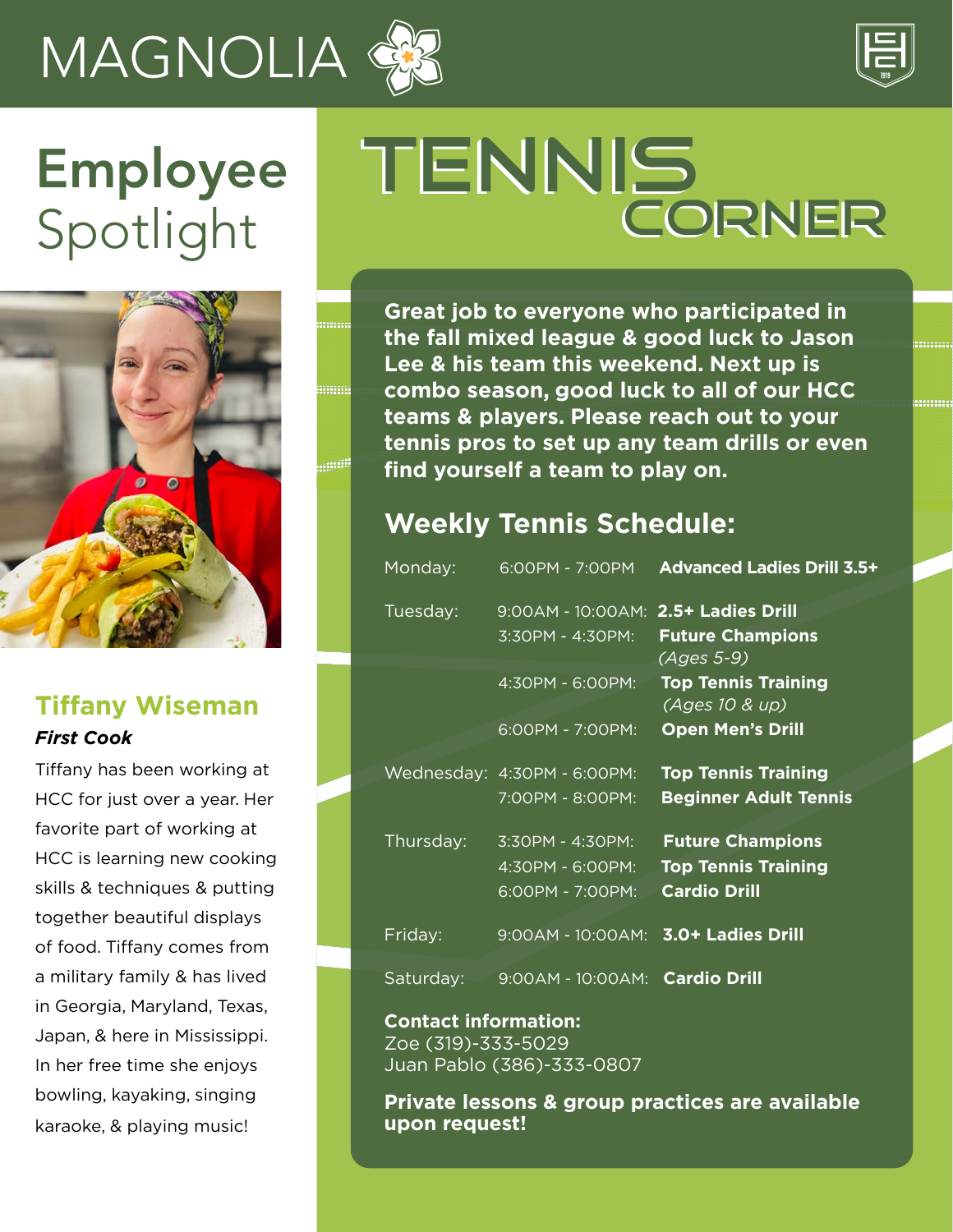MAGNOLIA

# Employee Spotlight

## Tiffany Wiseman

***First Cook***

Tiffany has been working at HCC for just over a year. Her favorite part of working at HCC is learning new cooking skills & techniques & putting together beautiful displays of food. Tiffany comes from a military family & has lived in Georgia, Maryland, Texas, Japan, & here in Mississippi. In her free time she enjoys bowling, kayaking, singing karaoke, & playing music!

# TENNIS CORNER

**Great job to everyone who participated in the fall mixed league & good luck to Jason Lee & his team this weekend. Next up is combo season, good luck to all of our HCC teams & players. Please reach out to your tennis pros to set up any team drills or even find yourself a team to play on.**

## Weekly Tennis Schedule:

| | | |
|---|---|---|
| Monday: | 6:00PM - 7:00PM | **Advanced Ladies Drill 3.5+** |
| Tuesday: | 9:00AM - 10:00AM: | **2.5+ Ladies Drill** |
| | 3:30PM - 4:30PM: | **Future Champions** *(Ages 5-9)* |
| | 4:30PM - 6:00PM: | **Top Tennis Training** *(Ages 10 & up)* |
| | 6:00PM - 7:00PM: | **Open Men's Drill** |
| Wednesday: | 4:30PM - 6:00PM: | **Top Tennis Training** |
| | 7:00PM - 8:00PM: | **Beginner Adult Tennis** |
| Thursday: | 3:30PM - 4:30PM: | **Future Champions** |
| | 4:30PM - 6:00PM: | **Top Tennis Training** |
| | 6:00PM - 7:00PM: | **Cardio Drill** |
| Friday: | 9:00AM - 10:00AM: | **3.0+ Ladies Drill** |
| Saturday: | 9:00AM - 10:00AM: | **Cardio Drill** |

**Contact information:**
Zoe (319)-333-5029
Juan Pablo (386)-333-0807

**Private lessons & group practices are available upon request!**